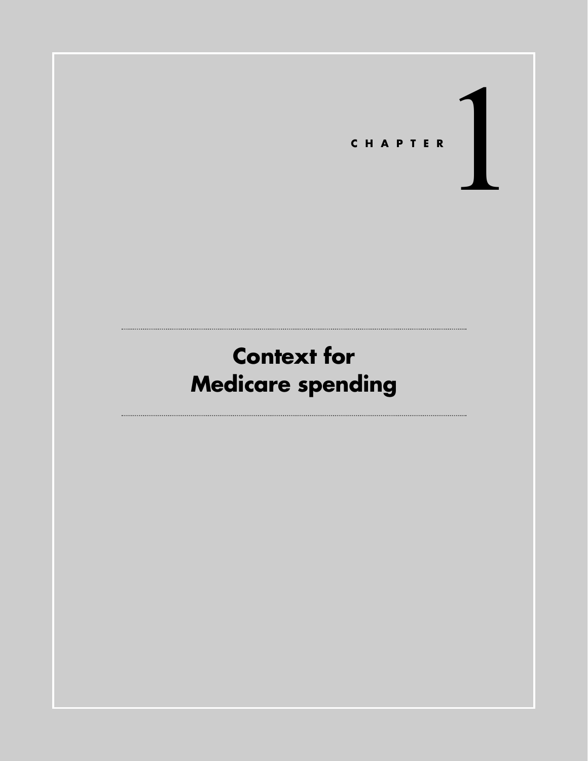CHAPTER 1

# Context for Medicare spending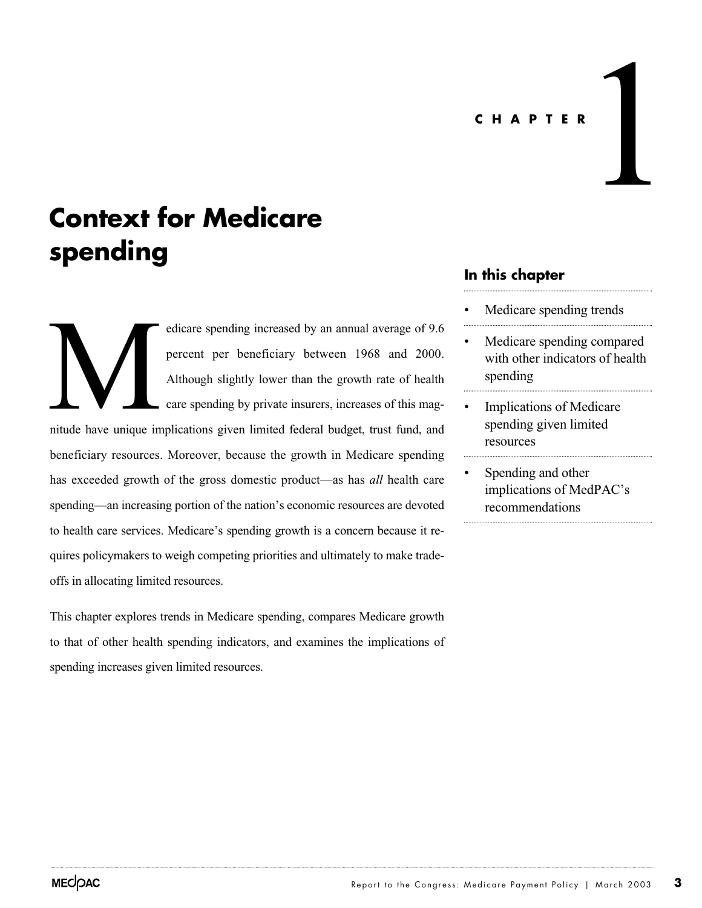CHAPTER 1

# Context for Medicare spending

## In this chapter

- Medicare spending trends
- Medicare spending compared with other indicators of health spending
- Implications of Medicare spending given limited resources
- Spending and other implications of MedPAC's recommendations

Medicare spending increased by an annual average of 9.6 percent per beneficiary between 1968 and 2000. Although slightly lower than the growth rate of health care spending by private insurers, increases of this magnitude have unique implications given limited federal budget, trust fund, and beneficiary resources. Moreover, because the growth in Medicare spending has exceeded growth of the gross domestic product—as has *all* health care spending—an increasing portion of the nation's economic resources are devoted to health care services. Medicare's spending growth is a concern because it requires policymakers to weigh competing priorities and ultimately to make tradeoffs in allocating limited resources.

This chapter explores trends in Medicare spending, compares Medicare growth to that of other health spending indicators, and examines the implications of spending increases given limited resources.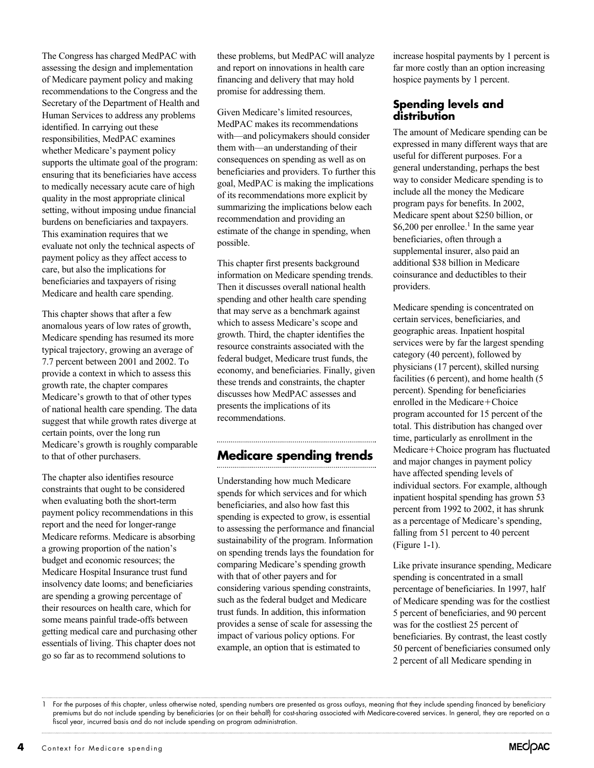The Congress has charged MedPAC with assessing the design and implementation of Medicare payment policy and making recommendations to the Congress and the Secretary of the Department of Health and Human Services to address any problems identified. In carrying out these responsibilities, MedPAC examines whether Medicare's payment policy supports the ultimate goal of the program: ensuring that its beneficiaries have access to medically necessary acute care of high quality in the most appropriate clinical setting, without imposing undue financial burdens on beneficiaries and taxpayers. This examination requires that we evaluate not only the technical aspects of payment policy as they affect access to care, but also the implications for beneficiaries and taxpayers of rising Medicare and health care spending.

This chapter shows that after a few anomalous years of low rates of growth, Medicare spending has resumed its more typical trajectory, growing an average of 7.7 percent between 2001 and 2002. To provide a context in which to assess this growth rate, the chapter compares Medicare's growth to that of other types of national health care spending. The data suggest that while growth rates diverge at certain points, over the long run Medicare's growth is roughly comparable to that of other purchasers.

The chapter also identifies resource constraints that ought to be considered when evaluating both the short-term payment policy recommendations in this report and the need for longer-range Medicare reforms. Medicare is absorbing a growing proportion of the nation's budget and economic resources; the Medicare Hospital Insurance trust fund insolvency date looms; and beneficiaries are spending a growing percentage of their resources on health care, which for some means painful trade-offs between getting medical care and purchasing other essentials of living. This chapter does not go so far as to recommend solutions to these problems, but MedPAC will analyze and report on innovations in health care financing and delivery that may hold promise for addressing them.

Given Medicare's limited resources, MedPAC makes its recommendations with—and policymakers should consider them with—an understanding of their consequences on spending as well as on beneficiaries and providers. To further this goal, MedPAC is making the implications of its recommendations more explicit by summarizing the implications below each recommendation and providing an estimate of the change in spending, when possible.

This chapter first presents background information on Medicare spending trends. Then it discusses overall national health spending and other health care spending that may serve as a benchmark against which to assess Medicare's scope and growth. Third, the chapter identifies the resource constraints associated with the federal budget, Medicare trust funds, the economy, and beneficiaries. Finally, given these trends and constraints, the chapter discusses how MedPAC assesses and presents the implications of its recommendations.

## Medicare spending trends

Understanding how much Medicare spends for which services and for which beneficiaries, and also how fast this spending is expected to grow, is essential to assessing the performance and financial sustainability of the program. Information on spending trends lays the foundation for comparing Medicare's spending growth with that of other payers and for considering various spending constraints, such as the federal budget and Medicare trust funds. In addition, this information provides a sense of scale for assessing the impact of various policy options. For example, an option that is estimated to increase hospital payments by 1 percent is far more costly than an option increasing hospice payments by 1 percent.

### Spending levels and distribution

The amount of Medicare spending can be expressed in many different ways that are useful for different purposes. For a general understanding, perhaps the best way to consider Medicare spending is to include all the money the Medicare program pays for benefits. In 2002, Medicare spent about $250 billion, or $6,200 per enrollee.[1] In the same year beneficiaries, often through a supplemental insurer, also paid an additional $38 billion in Medicare coinsurance and deductibles to their providers.

Medicare spending is concentrated on certain services, beneficiaries, and geographic areas. Inpatient hospital services were by far the largest spending category (40 percent), followed by physicians (17 percent), skilled nursing facilities (6 percent), and home health (5 percent). Spending for beneficiaries enrolled in the Medicare+Choice program accounted for 15 percent of the total. This distribution has changed over time, particularly as enrollment in the Medicare+Choice program has fluctuated and major changes in payment policy have affected spending levels of individual sectors. For example, although inpatient hospital spending has grown 53 percent from 1992 to 2002, it has shrunk as a percentage of Medicare's spending, falling from 51 percent to 40 percent (Figure 1-1).

Like private insurance spending, Medicare spending is concentrated in a small percentage of beneficiaries. In 1997, half of Medicare spending was for the costliest 5 percent of beneficiaries, and 90 percent was for the costliest 25 percent of beneficiaries. By contrast, the least costly 50 percent of beneficiaries consumed only 2 percent of all Medicare spending in

1 For the purposes of this chapter, unless otherwise noted, spending numbers are presented as gross outlays, meaning that they include spending financed by beneficiary premiums but do not include spending by beneficiaries (or on their behalf) for cost-sharing associated with Medicare-covered services. In general, they are reported on a fiscal year, incurred basis and do not include spending on program administration.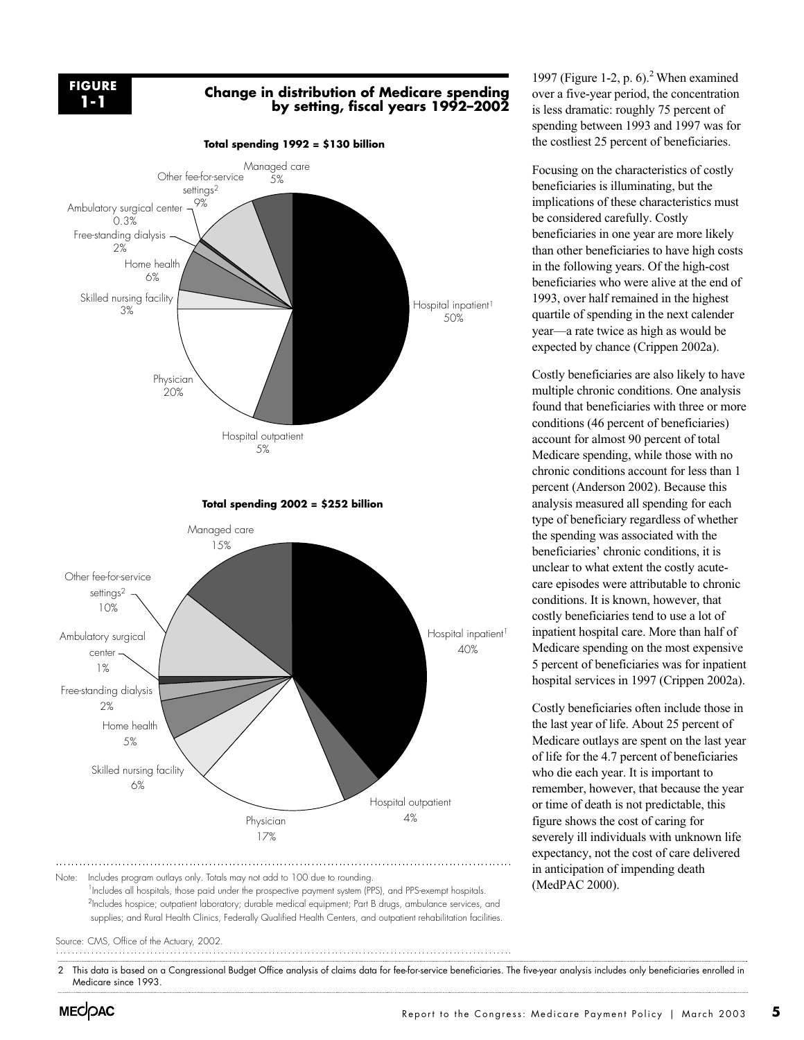**FIGURE 1-1**

**Change in distribution of Medicare spending by setting, fiscal years 1992–2002**

**Total spending 1992 = $130 billion**

| Setting | Share |
| --- | --- |
| Hospital inpatient[1] | 50% |
| Hospital outpatient | 5% |
| Physician | 20% |
| Skilled nursing facility | 3% |
| Home health | 6% |
| Free-standing dialysis | 2% |
| Ambulatory surgical center | 0.3% |
| Other fee-for-service settings[2] | 9% |
| Managed care | 5% |

**Total spending 2002 = $252 billion**

| Setting | Share |
| --- | --- |
| Hospital inpatient[1] | 40% |
| Hospital outpatient | 4% |
| Physician | 17% |
| Skilled nursing facility | 6% |
| Home health | 5% |
| Free-standing dialysis | 2% |
| Ambulatory surgical center | 1% |
| Other fee-for-service settings[2] | 10% |
| Managed care | 15% |

Note: Includes program outlays only. Totals may not add to 100 due to rounding.
[1]Includes all hospitals, those paid under the prospective payment system (PPS), and PPS-exempt hospitals.
[2]Includes hospice; outpatient laboratory; durable medical equipment; Part B drugs, ambulance services, and supplies; and Rural Health Clinics, Federally Qualified Health Centers, and outpatient rehabilitation facilities.

Source: CMS, Office of the Actuary, 2002.

1997 (Figure 1-2, p. 6).[2] When examined over a five-year period, the concentration is less dramatic: roughly 75 percent of spending between 1993 and 1997 was for the costliest 25 percent of beneficiaries.

Focusing on the characteristics of costly beneficiaries is illuminating, but the implications of these characteristics must be considered carefully. Costly beneficiaries in one year are more likely than other beneficiaries to have high costs in the following years. Of the high-cost beneficiaries who were alive at the end of 1993, over half remained in the highest quartile of spending in the next calender year—a rate twice as high as would be expected by chance (Crippen 2002a).

Costly beneficiaries are also likely to have multiple chronic conditions. One analysis found that beneficiaries with three or more conditions (46 percent of beneficiaries) account for almost 90 percent of total Medicare spending, while those with no chronic conditions account for less than 1 percent (Anderson 2002). Because this analysis measured all spending for each type of beneficiary regardless of whether the spending was associated with the beneficiaries' chronic conditions, it is unclear to what extent the costly acute-care episodes were attributable to chronic conditions. It is known, however, that costly beneficiaries tend to use a lot of inpatient hospital care. More than half of Medicare spending on the most expensive 5 percent of beneficiaries was for inpatient hospital services in 1997 (Crippen 2002a).

Costly beneficiaries often include those in the last year of life. About 25 percent of Medicare outlays are spent on the last year of life for the 4.7 percent of beneficiaries who die each year. It is important to remember, however, that because the year or time of death is not predictable, this figure shows the cost of caring for severely ill individuals with unknown life expectancy, not the cost of care delivered in anticipation of impending death (MedPAC 2000).

2 This data is based on a Congressional Budget Office analysis of claims data for fee-for-service beneficiaries. The five-year analysis includes only beneficiaries enrolled in Medicare since 1993.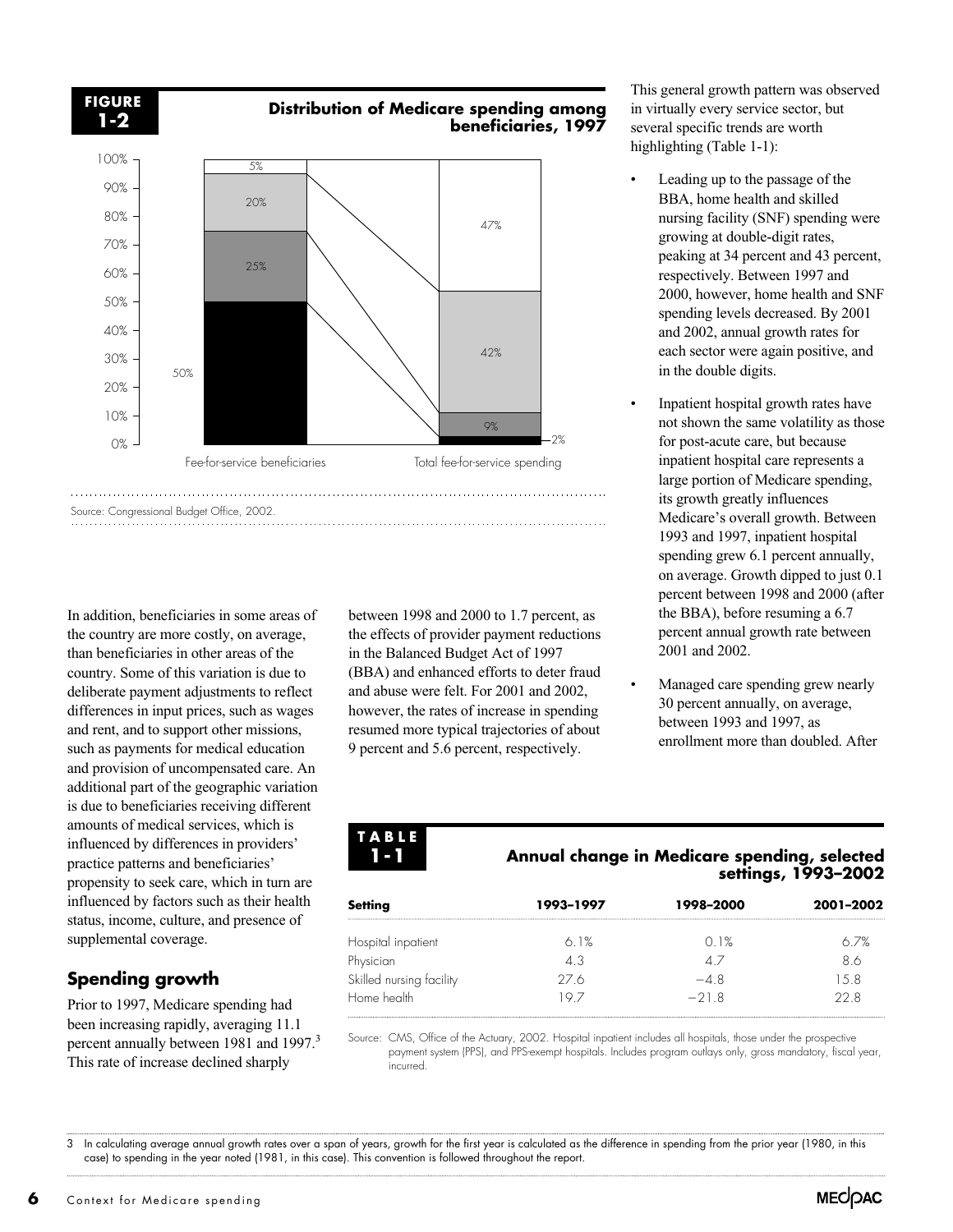**FIGURE 1-2**

**Distribution of Medicare spending among beneficiaries, 1997**

| | Fee-for-service beneficiaries | Total fee-for-service spending |
|---|---|---|
| | 5% | 47% |
| | 20% | 42% |
| | 25% | 9% |
| | 50% | 2% |

Source: Congressional Budget Office, 2002.

In addition, beneficiaries in some areas of the country are more costly, on average, than beneficiaries in other areas of the country. Some of this variation is due to deliberate payment adjustments to reflect differences in input prices, such as wages and rent, and to support other missions, such as payments for medical education and provision of uncompensated care. An additional part of the geographic variation is due to beneficiaries receiving different amounts of medical services, which is influenced by differences in providers' practice patterns and beneficiaries' propensity to seek care, which in turn are influenced by factors such as their health status, income, culture, and presence of supplemental coverage.

## Spending growth

Prior to 1997, Medicare spending had been increasing rapidly, averaging 11.1 percent annually between 1981 and 1997.[3] This rate of increase declined sharply between 1998 and 2000 to 1.7 percent, as the effects of provider payment reductions in the Balanced Budget Act of 1997 (BBA) and enhanced efforts to deter fraud and abuse were felt. For 2001 and 2002, however, the rates of increase in spending resumed more typical trajectories of about 9 percent and 5.6 percent, respectively.

This general growth pattern was observed in virtually every service sector, but several specific trends are worth highlighting (Table 1-1):

- Leading up to the passage of the BBA, home health and skilled nursing facility (SNF) spending were growing at double-digit rates, peaking at 34 percent and 43 percent, respectively. Between 1997 and 2000, however, home health and SNF spending levels decreased. By 2001 and 2002, annual growth rates for each sector were again positive, and in the double digits.
- Inpatient hospital growth rates have not shown the same volatility as those for post-acute care, but because inpatient hospital care represents a large portion of Medicare spending, its growth greatly influences Medicare's overall growth. Between 1993 and 1997, inpatient hospital spending grew 6.1 percent annually, on average. Growth dipped to just 0.1 percent between 1998 and 2000 (after the BBA), before resuming a 6.7 percent annual growth rate between 2001 and 2002.
- Managed care spending grew nearly 30 percent annually, on average, between 1993 and 1997, as enrollment more than doubled. After

**TABLE 1-1**

**Annual change in Medicare spending, selected settings, 1993–2002**

| Setting | 1993–1997 | 1998–2000 | 2001–2002 |
|---|---|---|---|
| Hospital inpatient | 6.1% | 0.1% | 6.7% |
| Physician | 4.3 | 4.7 | 8.6 |
| Skilled nursing facility | 27.6 | −4.8 | 15.8 |
| Home health | 19.7 | −21.8 | 22.8 |

Source: CMS, Office of the Actuary, 2002. Hospital inpatient includes all hospitals, those under the prospective payment system (PPS), and PPS-exempt hospitals. Includes program outlays only, gross mandatory, fiscal year, incurred.

[3] In calculating average annual growth rates over a span of years, growth for the first year is calculated as the difference in spending from the prior year (1980, in this case) to spending in the year noted (1981, in this case). This convention is followed throughout the report.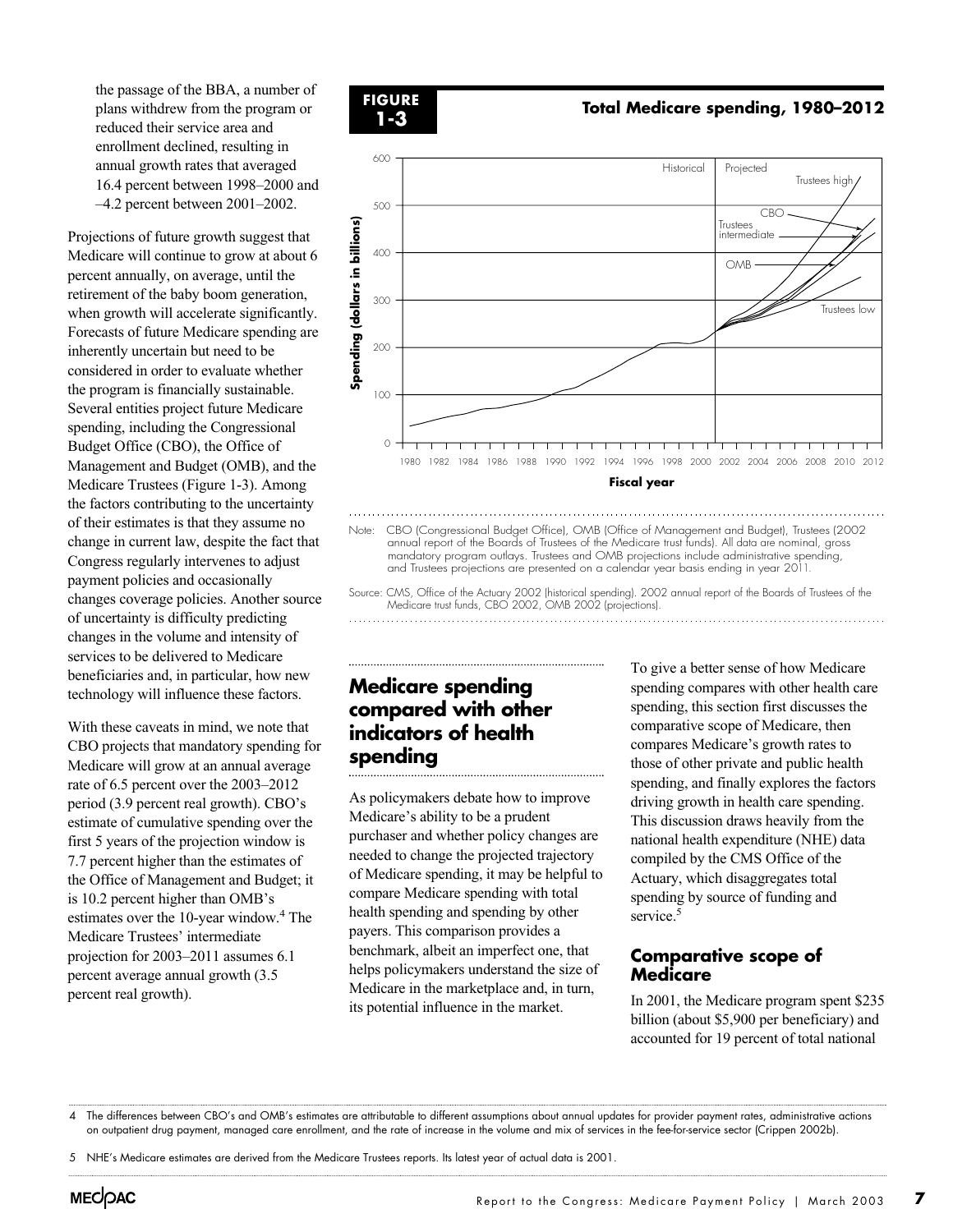the passage of the BBA, a number of plans withdrew from the program or reduced their service area and enrollment declined, resulting in annual growth rates that averaged 16.4 percent between 1998–2000 and –4.2 percent between 2001–2002.

Projections of future growth suggest that Medicare will continue to grow at about 6 percent annually, on average, until the retirement of the baby boom generation, when growth will accelerate significantly. Forecasts of future Medicare spending are inherently uncertain but need to be considered in order to evaluate whether the program is financially sustainable. Several entities project future Medicare spending, including the Congressional Budget Office (CBO), the Office of Management and Budget (OMB), and the Medicare Trustees (Figure 1-3). Among the factors contributing to the uncertainty of their estimates is that they assume no change in current law, despite the fact that Congress regularly intervenes to adjust payment policies and occasionally changes coverage policies. Another source of uncertainty is difficulty predicting changes in the volume and intensity of services to be delivered to Medicare beneficiaries and, in particular, how new technology will influence these factors.

With these caveats in mind, we note that CBO projects that mandatory spending for Medicare will grow at an annual average rate of 6.5 percent over the 2003–2012 period (3.9 percent real growth). CBO's estimate of cumulative spending over the first 5 years of the projection window is 7.7 percent higher than the estimates of the Office of Management and Budget; it is 10.2 percent higher than OMB's estimates over the 10-year window.[4] The Medicare Trustees' intermediate projection for 2003–2011 assumes 6.1 percent average annual growth (3.5 percent real growth).

**FIGURE 1-3**

**Total Medicare spending, 1980–2012**

Note: CBO (Congressional Budget Office), OMB (Office of Management and Budget), Trustees (2002 annual report of the Boards of Trustees of the Medicare trust funds). All data are nominal, gross mandatory program outlays. Trustees and OMB projections include administrative spending, and Trustees projections are presented on a calendar year basis ending in year 2011.

Source: CMS, Office of the Actuary 2002 (historical spending). 2002 annual report of the Boards of Trustees of the Medicare trust funds, CBO 2002, OMB 2002 (projections).

## Medicare spending compared with other indicators of health spending

As policymakers debate how to improve Medicare's ability to be a prudent purchaser and whether policy changes are needed to change the projected trajectory of Medicare spending, it may be helpful to compare Medicare spending with total health spending and spending by other payers. This comparison provides a benchmark, albeit an imperfect one, that helps policymakers understand the size of Medicare in the marketplace and, in turn, its potential influence in the market.

To give a better sense of how Medicare spending compares with other health care spending, this section first discusses the comparative scope of Medicare, then compares Medicare's growth rates to those of other private and public health spending, and finally explores the factors driving growth in health care spending. This discussion draws heavily from the national health expenditure (NHE) data compiled by the CMS Office of the Actuary, which disaggregates total spending by source of funding and service.[5]

### Comparative scope of Medicare

In 2001, the Medicare program spent $235 billion (about $5,900 per beneficiary) and accounted for 19 percent of total national

4 The differences between CBO's and OMB's estimates are attributable to different assumptions about annual updates for provider payment rates, administrative actions on outpatient drug payment, managed care enrollment, and the rate of increase in the volume and mix of services in the fee-for-service sector (Crippen 2002b).

5 NHE's Medicare estimates are derived from the Medicare Trustees reports. Its latest year of actual data is 2001.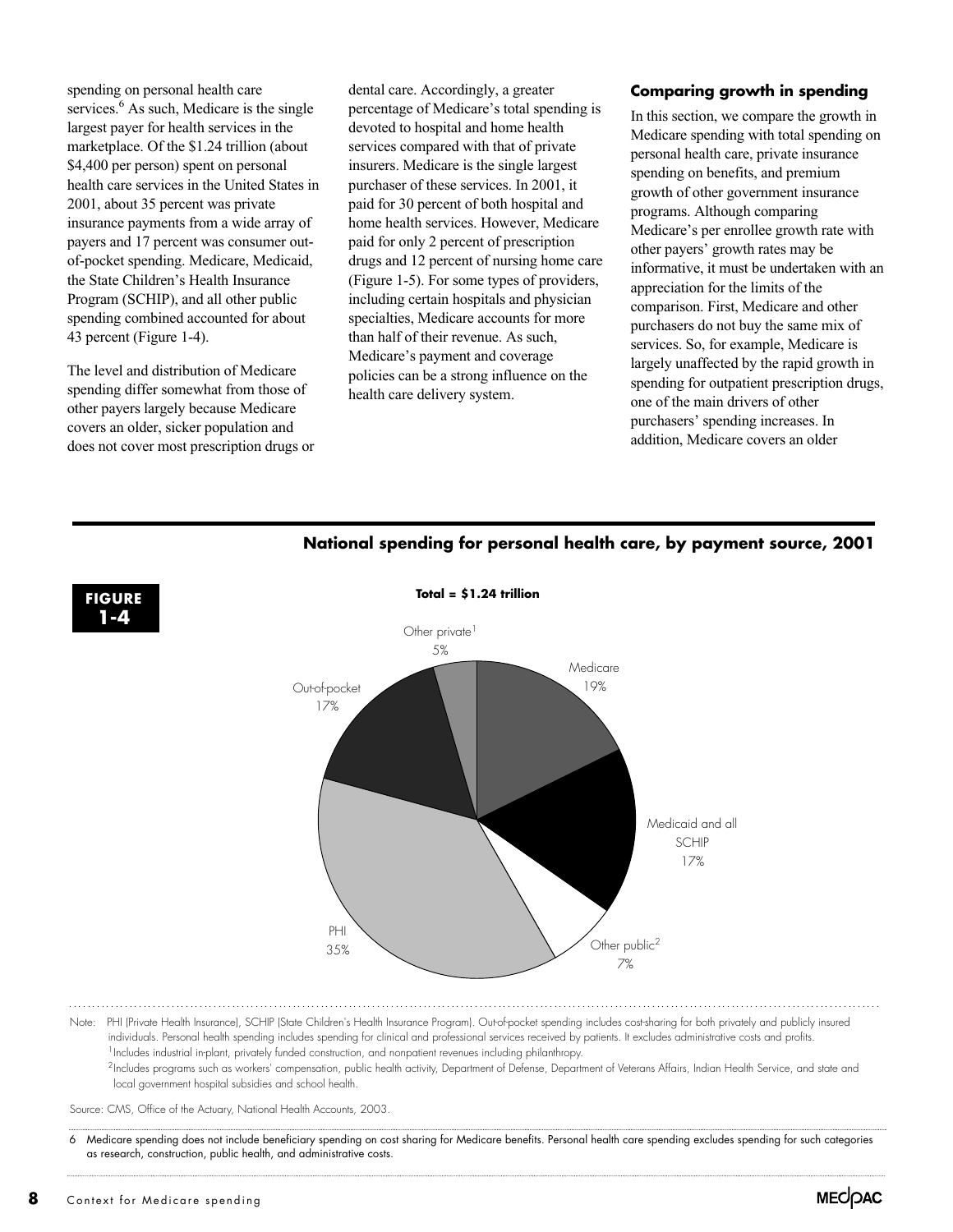spending on personal health care services.[6] As such, Medicare is the single largest payer for health services in the marketplace. Of the $1.24 trillion (about $4,400 per person) spent on personal health care services in the United States in 2001, about 35 percent was private insurance payments from a wide array of payers and 17 percent was consumer out-of-pocket spending. Medicare, Medicaid, the State Children's Health Insurance Program (SCHIP), and all other public spending combined accounted for about 43 percent (Figure 1-4).

The level and distribution of Medicare spending differ somewhat from those of other payers largely because Medicare covers an older, sicker population and does not cover most prescription drugs or dental care. Accordingly, a greater percentage of Medicare's total spending is devoted to hospital and home health services compared with that of private insurers. Medicare is the single largest purchaser of these services. In 2001, it paid for 30 percent of both hospital and home health services. However, Medicare paid for only 2 percent of prescription drugs and 12 percent of nursing home care (Figure 1-5). For some types of providers, including certain hospitals and physician specialties, Medicare accounts for more than half of their revenue. As such, Medicare's payment and coverage policies can be a strong influence on the health care delivery system.

### Comparing growth in spending

In this section, we compare the growth in Medicare spending with total spending on personal health care, private insurance spending on benefits, and premium growth of other government insurance programs. Although comparing Medicare's per enrollee growth rate with other payers' growth rates may be informative, it must be undertaken with an appreciation for the limits of the comparison. First, Medicare and other purchasers do not buy the same mix of services. So, for example, Medicare is largely unaffected by the rapid growth in spending for outpatient prescription drugs, one of the main drivers of other purchasers' spending increases. In addition, Medicare covers an older

**FIGURE 1-4**

**National spending for personal health care, by payment source, 2001**

**Total = $1.24 trillion**

| Payment source | Share |
|---|---|
| Medicare | 19% |
| Medicaid and all SCHIP | 17% |
| Other public[2] | 7% |
| PHI | 35% |
| Out-of-pocket | 17% |
| Other private[1] | 5% |

Note: PHI (Private Health Insurance), SCHIP (State Children's Health Insurance Program). Out-of-pocket spending includes cost-sharing for both privately and publicly insured individuals. Personal health spending includes spending for clinical and professional services received by patients. It excludes administrative costs and profits.
[1] Includes industrial in-plant, privately funded construction, and nonpatient revenues including philanthropy.
[2] Includes programs such as workers' compensation, public health activity, Department of Defense, Department of Veterans Affairs, Indian Health Service, and state and local government hospital subsidies and school health.

Source: CMS, Office of the Actuary, National Health Accounts, 2003.

6 Medicare spending does not include beneficiary spending on cost sharing for Medicare benefits. Personal health care spending excludes spending for such categories as research, construction, public health, and administrative costs.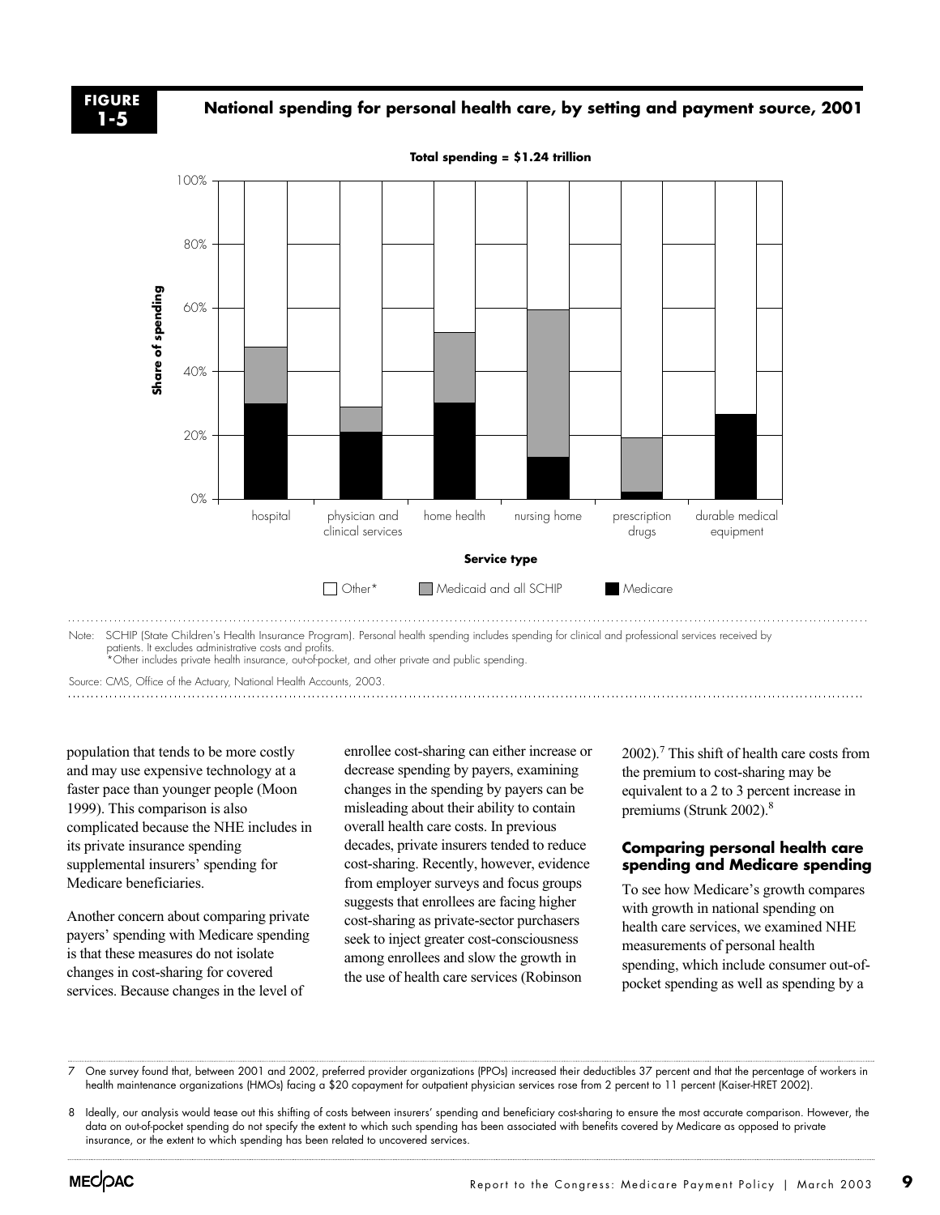**FIGURE 1-5**

**National spending for personal health care, by setting and payment source, 2001**

**Total spending = $1.24 trillion**

Note: SCHIP (State Children's Health Insurance Program). Personal health spending includes spending for clinical and professional services received by patients. It excludes administrative costs and profits.
*Other includes private health insurance, out-of-pocket, and other private and public spending.

Source: CMS, Office of the Actuary, National Health Accounts, 2003.

population that tends to be more costly and may use expensive technology at a faster pace than younger people (Moon 1999). This comparison is also complicated because the NHE includes in its private insurance spending supplemental insurers' spending for Medicare beneficiaries.

Another concern about comparing private payers' spending with Medicare spending is that these measures do not isolate changes in cost-sharing for covered services. Because changes in the level of enrollee cost-sharing can either increase or decrease spending by payers, examining changes in the spending by payers can be misleading about their ability to contain overall health care costs. In previous decades, private insurers tended to reduce cost-sharing. Recently, however, evidence from employer surveys and focus groups suggests that enrollees are facing higher cost-sharing as private-sector purchasers seek to inject greater cost-consciousness among enrollees and slow the growth in the use of health care services (Robinson 2002).[7] This shift of health care costs from the premium to cost-sharing may be equivalent to a 2 to 3 percent increase in premiums (Strunk 2002).[8]

### Comparing personal health care spending and Medicare spending

To see how Medicare's growth compares with growth in national spending on health care services, we examined NHE measurements of personal health spending, which include consumer out-of-pocket spending as well as spending by a

7 One survey found that, between 2001 and 2002, preferred provider organizations (PPOs) increased their deductibles 37 percent and that the percentage of workers in health maintenance organizations (HMOs) facing a $20 copayment for outpatient physician services rose from 2 percent to 11 percent (Kaiser-HRET 2002).

8 Ideally, our analysis would tease out this shifting of costs between insurers' spending and beneficiary cost-sharing to ensure the most accurate comparison. However, the data on out-of-pocket spending do not specify the extent to which such spending has been associated with benefits covered by Medicare as opposed to private insurance, or the extent to which spending has been related to uncovered services.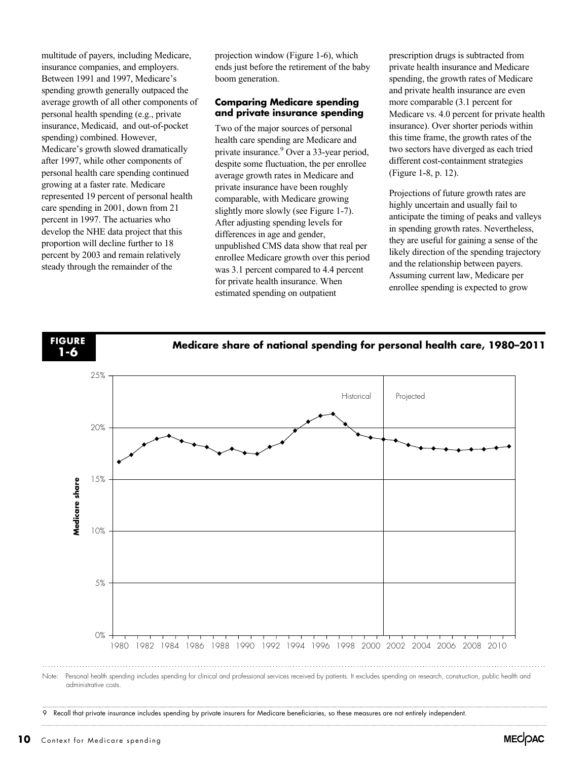multitude of payers, including Medicare, insurance companies, and employers. Between 1991 and 1997, Medicare's spending growth generally outpaced the average growth of all other components of personal health spending (e.g., private insurance, Medicaid, and out-of-pocket spending) combined. However, Medicare's growth slowed dramatically after 1997, while other components of personal health care spending continued growing at a faster rate. Medicare represented 19 percent of personal health care spending in 2001, down from 21 percent in 1997. The actuaries who develop the NHE data project that this proportion will decline further to 18 percent by 2003 and remain relatively steady through the remainder of the projection window (Figure 1-6), which ends just before the retirement of the baby boom generation.

### Comparing Medicare spending and private insurance spending

Two of the major sources of personal health care spending are Medicare and private insurance.[9] Over a 33-year period, despite some fluctuation, the per enrollee average growth rates in Medicare and private insurance have been roughly comparable, with Medicare growing slightly more slowly (see Figure 1-7). After adjusting spending levels for differences in age and gender, unpublished CMS data show that real per enrollee Medicare growth over this period was 3.1 percent compared to 4.4 percent for private health insurance. When estimated spending on outpatient prescription drugs is subtracted from private health insurance and Medicare spending, the growth rates of Medicare and private health insurance are even more comparable (3.1 percent for Medicare vs. 4.0 percent for private health insurance). Over shorter periods within this time frame, the growth rates of the two sectors have diverged as each tried different cost-containment strategies (Figure 1-8, p. 12).

Projections of future growth rates are highly uncertain and usually fail to anticipate the timing of peaks and valleys in spending growth rates. Nevertheless, they are useful for gaining a sense of the likely direction of the spending trajectory and the relationship between payers. Assuming current law, Medicare per enrollee spending is expected to grow

**FIGURE 1-6** **Medicare share of national spending for personal health care, 1980–2011**

Note: Personal health spending includes spending for clinical and professional services received by patients. It excludes spending on research, construction, public health and administrative costs.

9 Recall that private insurance includes spending by private insurers for Medicare beneficiaries, so these measures are not entirely independent.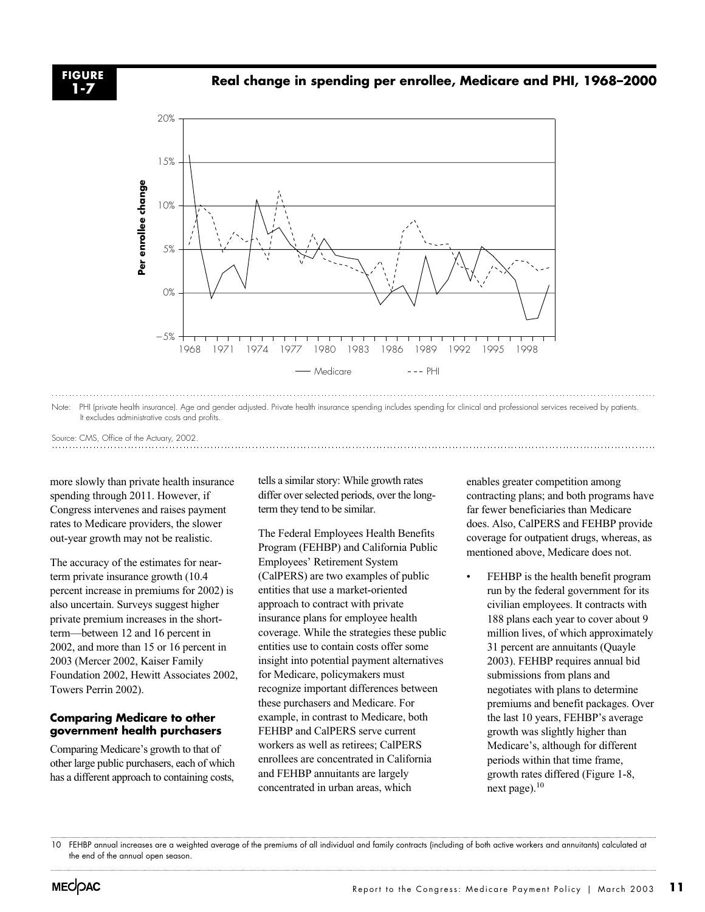**FIGURE 1-7**

**Real change in spending per enrollee, Medicare and PHI, 1968–2000**

Note: PHI (private health insurance). Age and gender adjusted. Private health insurance spending includes spending for clinical and professional services received by patients. It excludes administrative costs and profits.

Source: CMS, Office of the Actuary, 2002.

more slowly than private health insurance spending through 2011. However, if Congress intervenes and raises payment rates to Medicare providers, the slower out-year growth may not be realistic.

The accuracy of the estimates for near-term private insurance growth (10.4 percent increase in premiums for 2002) is also uncertain. Surveys suggest higher private premium increases in the short-term—between 12 and 16 percent in 2002, and more than 15 or 16 percent in 2003 (Mercer 2002, Kaiser Family Foundation 2002, Hewitt Associates 2002, Towers Perrin 2002).

### Comparing Medicare to other government health purchasers

Comparing Medicare's growth to that of other large public purchasers, each of which has a different approach to containing costs, tells a similar story: While growth rates differ over selected periods, over the long-term they tend to be similar.

The Federal Employees Health Benefits Program (FEHBP) and California Public Employees' Retirement System (CalPERS) are two examples of public entities that use a market-oriented approach to contract with private insurance plans for employee health coverage. While the strategies these public entities use to contain costs offer some insight into potential payment alternatives for Medicare, policymakers must recognize important differences between these purchasers and Medicare. For example, in contrast to Medicare, both FEHBP and CalPERS serve current workers as well as retirees; CalPERS enrollees are concentrated in California and FEHBP annuitants are largely concentrated in urban areas, which enables greater competition among contracting plans; and both programs have far fewer beneficiaries than Medicare does. Also, CalPERS and FEHBP provide coverage for outpatient drugs, whereas, as mentioned above, Medicare does not.

- FEHBP is the health benefit program run by the federal government for its civilian employees. It contracts with 188 plans each year to cover about 9 million lives, of which approximately 31 percent are annuitants (Quayle 2003). FEHBP requires annual bid submissions from plans and negotiates with plans to determine premiums and benefit packages. Over the last 10 years, FEHBP's average growth was slightly higher than Medicare's, although for different periods within that time frame, growth rates differed (Figure 1-8, next page).[10]

10 FEHBP annual increases are a weighted average of the premiums of all individual and family contracts (including of both active workers and annuitants) calculated at the end of the annual open season.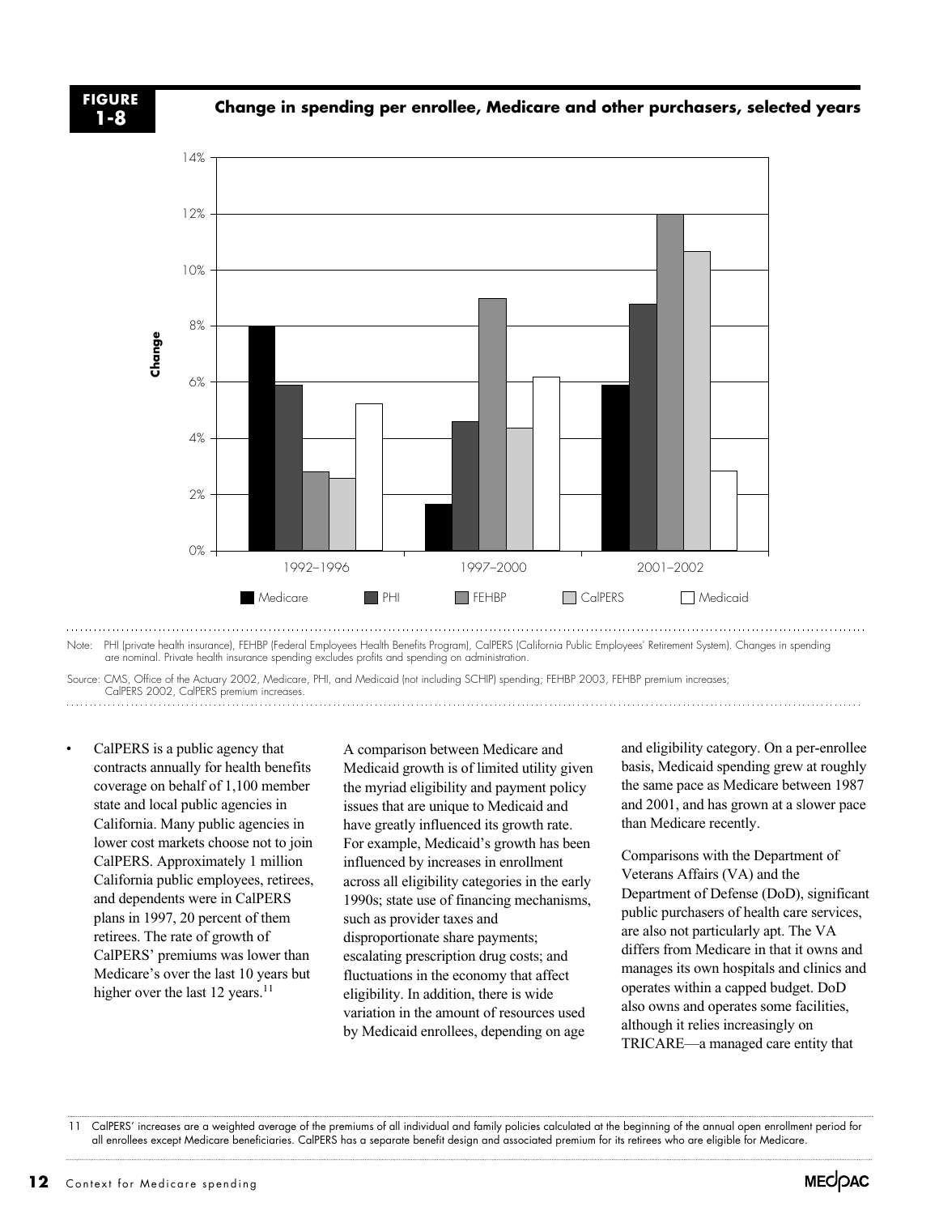**FIGURE 1-8**

**Change in spending per enrollee, Medicare and other purchasers, selected years**

Note: PHI (private health insurance), FEHBP (Federal Employees Health Benefits Program), CalPERS (California Public Employees' Retirement System). Changes in spending are nominal. Private health insurance spending excludes profits and spending on administration.

Source: CMS, Office of the Actuary 2002, Medicare, PHI, and Medicaid (not including SCHIP) spending; FEHBP 2003, FEHBP premium increases; CalPERS 2002, CalPERS premium increases.

- CalPERS is a public agency that contracts annually for health benefits coverage on behalf of 1,100 member state and local public agencies in California. Many public agencies in lower cost markets choose not to join CalPERS. Approximately 1 million California public employees, retirees, and dependents were in CalPERS plans in 1997, 20 percent of them retirees. The rate of growth of CalPERS' premiums was lower than Medicare's over the last 10 years but higher over the last 12 years.[11]

A comparison between Medicare and Medicaid growth is of limited utility given the myriad eligibility and payment policy issues that are unique to Medicaid and have greatly influenced its growth rate. For example, Medicaid's growth has been influenced by increases in enrollment across all eligibility categories in the early 1990s; state use of financing mechanisms, such as provider taxes and disproportionate share payments; escalating prescription drug costs; and fluctuations in the economy that affect eligibility. In addition, there is wide variation in the amount of resources used by Medicaid enrollees, depending on age and eligibility category. On a per-enrollee basis, Medicaid spending grew at roughly the same pace as Medicare between 1987 and 2001, and has grown at a slower pace than Medicare recently.

Comparisons with the Department of Veterans Affairs (VA) and the Department of Defense (DoD), significant public purchasers of health care services, are also not particularly apt. The VA differs from Medicare in that it owns and manages its own hospitals and clinics and operates within a capped budget. DoD also owns and operates some facilities, although it relies increasingly on TRICARE—a managed care entity that

11 CalPERS' increases are a weighted average of the premiums of all individual and family policies calculated at the beginning of the annual open enrollment period for all enrollees except Medicare beneficiaries. CalPERS has a separate benefit design and associated premium for its retirees who are eligible for Medicare.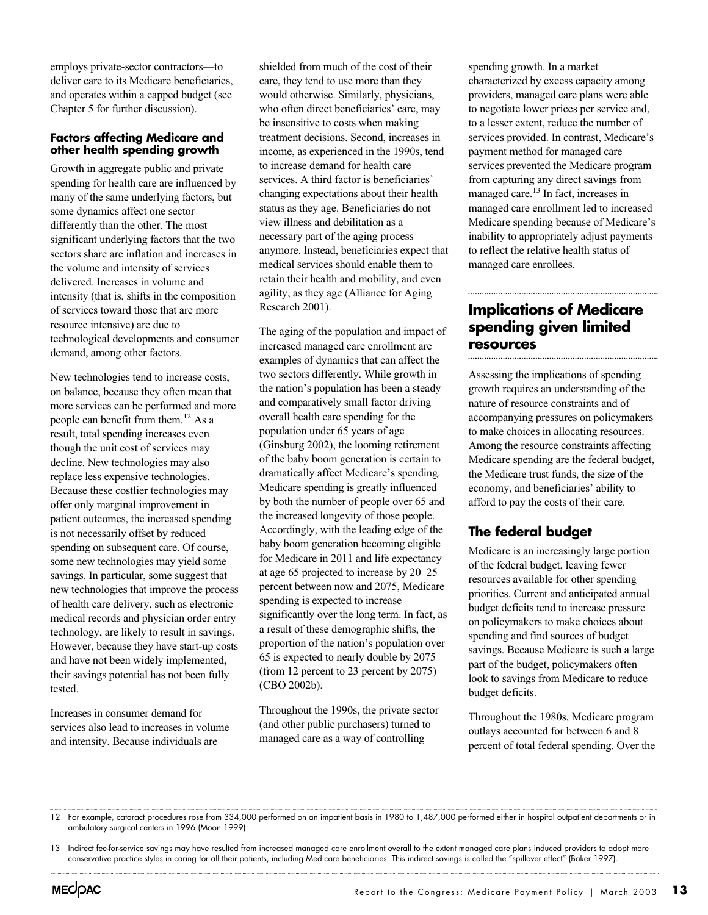employs private-sector contractors—to deliver care to its Medicare beneficiaries, and operates within a capped budget (see Chapter 5 for further discussion).

### Factors affecting Medicare and other health spending growth

Growth in aggregate public and private spending for health care are influenced by many of the same underlying factors, but some dynamics affect one sector differently than the other. The most significant underlying factors that the two sectors share are inflation and increases in the volume and intensity of services delivered. Increases in volume and intensity (that is, shifts in the composition of services toward those that are more resource intensive) are due to technological developments and consumer demand, among other factors.

New technologies tend to increase costs, on balance, because they often mean that more services can be performed and more people can benefit from them.[12] As a result, total spending increases even though the unit cost of services may decline. New technologies may also replace less expensive technologies. Because these costlier technologies may offer only marginal improvement in patient outcomes, the increased spending is not necessarily offset by reduced spending on subsequent care. Of course, some new technologies may yield some savings. In particular, some suggest that new technologies that improve the process of health care delivery, such as electronic medical records and physician order entry technology, are likely to result in savings. However, because they have start-up costs and have not been widely implemented, their savings potential has not been fully tested.

Increases in consumer demand for services also lead to increases in volume and intensity. Because individuals are shielded from much of the cost of their care, they tend to use more than they would otherwise. Similarly, physicians, who often direct beneficiaries' care, may be insensitive to costs when making treatment decisions. Second, increases in income, as experienced in the 1990s, tend to increase demand for health care services. A third factor is beneficiaries' changing expectations about their health status as they age. Beneficiaries do not view illness and debilitation as a necessary part of the aging process anymore. Instead, beneficiaries expect that medical services should enable them to retain their health and mobility, and even agility, as they age (Alliance for Aging Research 2001).

The aging of the population and impact of increased managed care enrollment are examples of dynamics that can affect the two sectors differently. While growth in the nation's population has been a steady and comparatively small factor driving overall health care spending for the population under 65 years of age (Ginsburg 2002), the looming retirement of the baby boom generation is certain to dramatically affect Medicare's spending. Medicare spending is greatly influenced by both the number of people over 65 and the increased longevity of those people. Accordingly, with the leading edge of the baby boom generation becoming eligible for Medicare in 2011 and life expectancy at age 65 projected to increase by 20–25 percent between now and 2075, Medicare spending is expected to increase significantly over the long term. In fact, as a result of these demographic shifts, the proportion of the nation's population over 65 is expected to nearly double by 2075 (from 12 percent to 23 percent by 2075) (CBO 2002b).

Throughout the 1990s, the private sector (and other public purchasers) turned to managed care as a way of controlling spending growth. In a market characterized by excess capacity among providers, managed care plans were able to negotiate lower prices per service and, to a lesser extent, reduce the number of services provided. In contrast, Medicare's payment method for managed care services prevented the Medicare program from capturing any direct savings from managed care.[13] In fact, increases in managed care enrollment led to increased Medicare spending because of Medicare's inability to appropriately adjust payments to reflect the relative health status of managed care enrollees.

## Implications of Medicare spending given limited resources

Assessing the implications of spending growth requires an understanding of the nature of resource constraints and of accompanying pressures on policymakers to make choices in allocating resources. Among the resource constraints affecting Medicare spending are the federal budget, the Medicare trust funds, the size of the economy, and beneficiaries' ability to afford to pay the costs of their care.

### The federal budget

Medicare is an increasingly large portion of the federal budget, leaving fewer resources available for other spending priorities. Current and anticipated annual budget deficits tend to increase pressure on policymakers to make choices about spending and find sources of budget savings. Because Medicare is such a large part of the budget, policymakers often look to savings from Medicare to reduce budget deficits.

Throughout the 1980s, Medicare program outlays accounted for between 6 and 8 percent of total federal spending. Over the

12 For example, cataract procedures rose from 334,000 performed on an inpatient basis in 1980 to 1,487,000 performed either in hospital outpatient departments or in ambulatory surgical centers in 1996 (Moon 1999).

13 Indirect fee-for-service savings may have resulted from increased managed care enrollment overall to the extent managed care plans induced providers to adopt more conservative practice styles in caring for all their patients, including Medicare beneficiaries. This indirect savings is called the "spillover effect" (Baker 1997).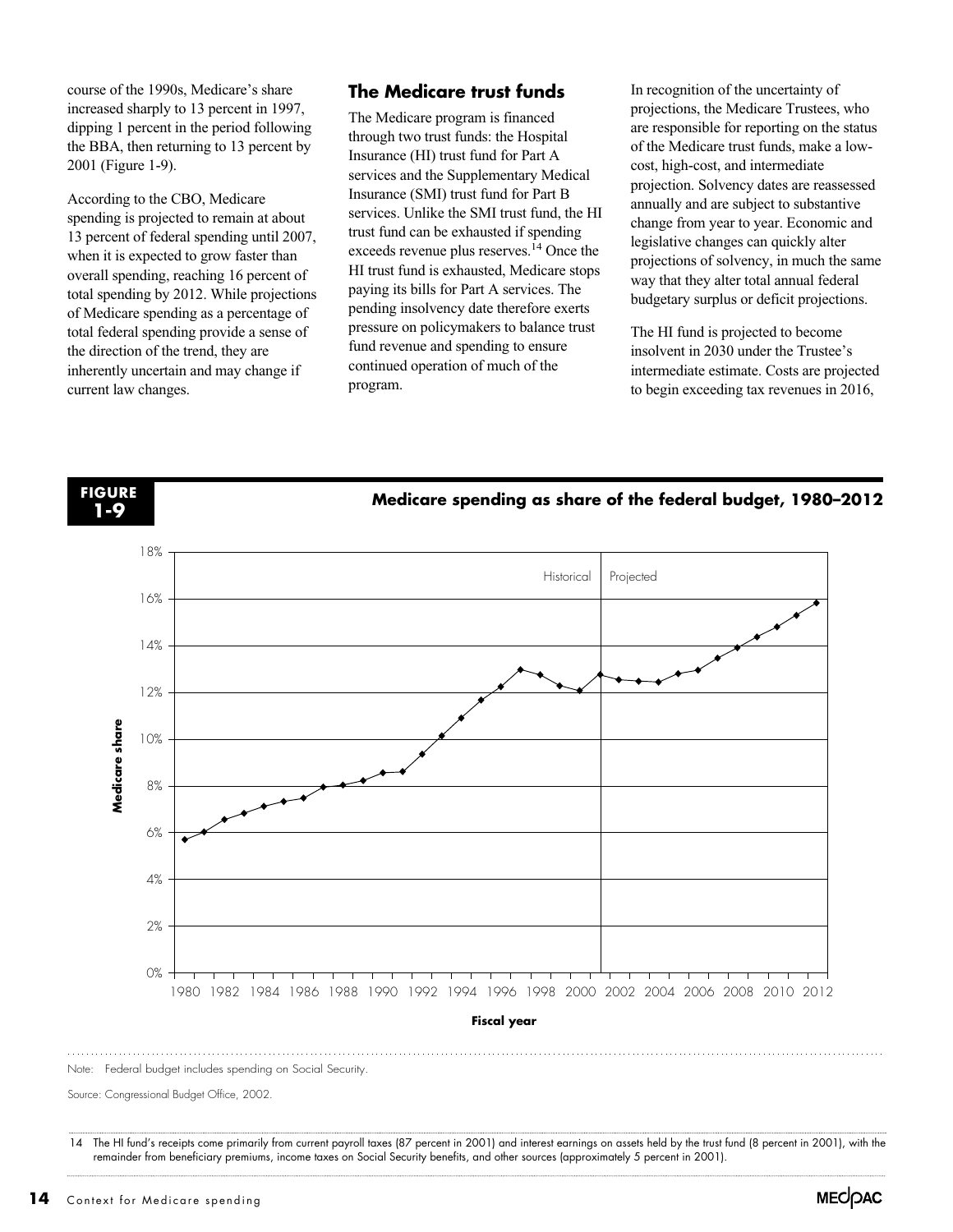course of the 1990s, Medicare's share increased sharply to 13 percent in 1997, dipping 1 percent in the period following the BBA, then returning to 13 percent by 2001 (Figure 1-9).

According to the CBO, Medicare spending is projected to remain at about 13 percent of federal spending until 2007, when it is expected to grow faster than overall spending, reaching 16 percent of total spending by 2012. While projections of Medicare spending as a percentage of total federal spending provide a sense of the direction of the trend, they are inherently uncertain and may change if current law changes.

## The Medicare trust funds

The Medicare program is financed through two trust funds: the Hospital Insurance (HI) trust fund for Part A services and the Supplementary Medical Insurance (SMI) trust fund for Part B services. Unlike the SMI trust fund, the HI trust fund can be exhausted if spending exceeds revenue plus reserves.[14] Once the HI trust fund is exhausted, Medicare stops paying its bills for Part A services. The pending insolvency date therefore exerts pressure on policymakers to balance trust fund revenue and spending to ensure continued operation of much of the program.

In recognition of the uncertainty of projections, the Medicare Trustees, who are responsible for reporting on the status of the Medicare trust funds, make a low-cost, high-cost, and intermediate projection. Solvency dates are reassessed annually and are subject to substantive change from year to year. Economic and legislative changes can quickly alter projections of solvency, in much the same way that they alter total annual federal budgetary surplus or deficit projections.

The HI fund is projected to become insolvent in 2030 under the Trustee's intermediate estimate. Costs are projected to begin exceeding tax revenues in 2016,

**FIGURE 1-9** **Medicare spending as share of the federal budget, 1980–2012**

Note: Federal budget includes spending on Social Security.

Source: Congressional Budget Office, 2002.

14 The HI fund's receipts come primarily from current payroll taxes (87 percent in 2001) and interest earnings on assets held by the trust fund (8 percent in 2001), with the remainder from beneficiary premiums, income taxes on Social Security benefits, and other sources (approximately 5 percent in 2001).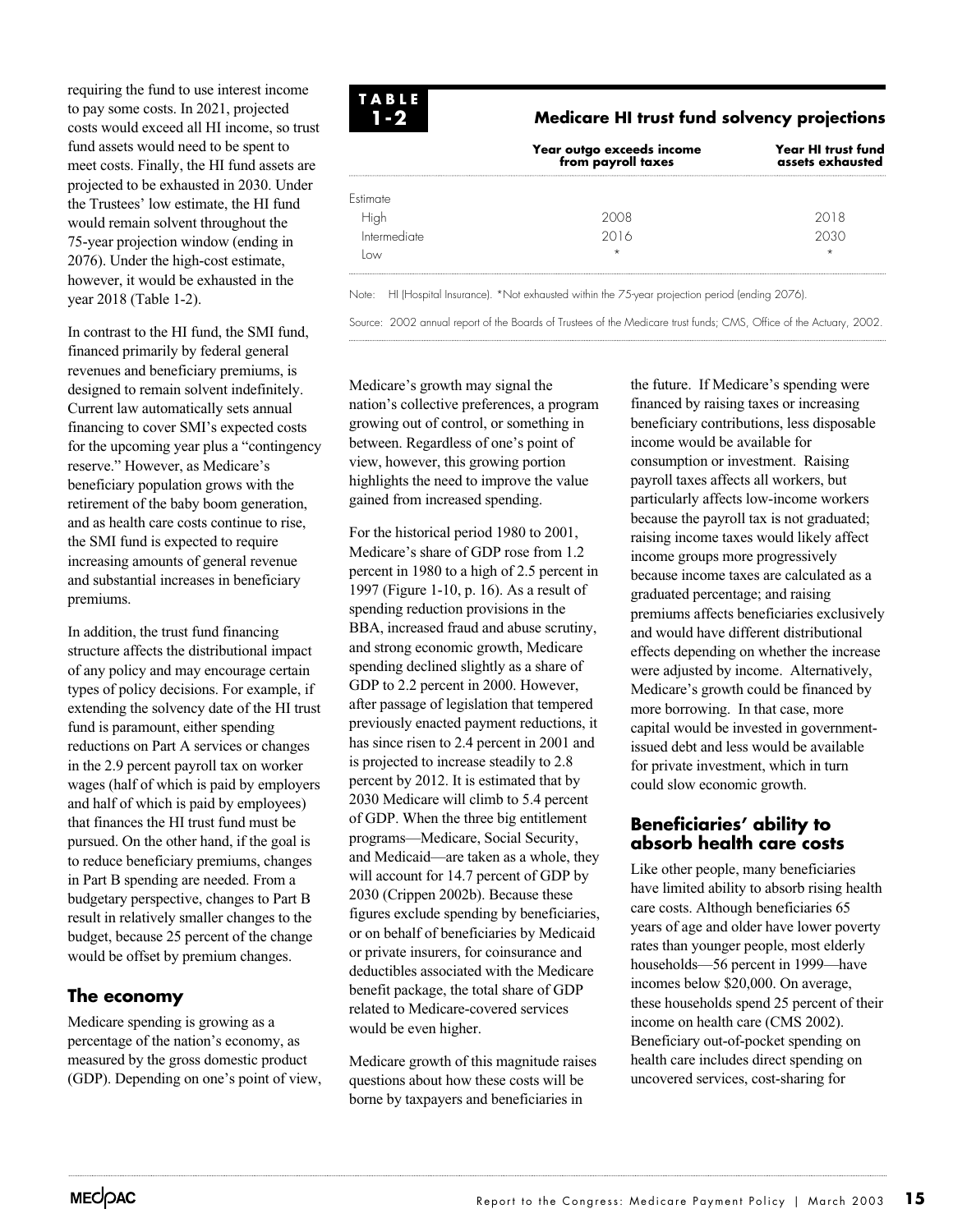requiring the fund to use interest income to pay some costs. In 2021, projected costs would exceed all HI income, so trust fund assets would need to be spent to meet costs. Finally, the HI fund assets are projected to be exhausted in 2030. Under the Trustees' low estimate, the HI fund would remain solvent throughout the 75-year projection window (ending in 2076). Under the high-cost estimate, however, it would be exhausted in the year 2018 (Table 1-2).

**TABLE 1-2**

**Medicare HI trust fund solvency projections**

| | Year outgo exceeds income from payroll taxes | Year HI trust fund assets exhausted |
|---|---|---|
| Estimate | | |
| High | 2008 | 2018 |
| Intermediate | 2016 | 2030 |
| Low | * | * |

Note: HI (Hospital Insurance). *Not exhausted within the 75-year projection period (ending 2076).

Source: 2002 annual report of the Boards of Trustees of the Medicare trust funds; CMS, Office of the Actuary, 2002.

In contrast to the HI fund, the SMI fund, financed primarily by federal general revenues and beneficiary premiums, is designed to remain solvent indefinitely. Current law automatically sets annual financing to cover SMI's expected costs for the upcoming year plus a "contingency reserve." However, as Medicare's beneficiary population grows with the retirement of the baby boom generation, and as health care costs continue to rise, the SMI fund is expected to require increasing amounts of general revenue and substantial increases in beneficiary premiums.

In addition, the trust fund financing structure affects the distributional impact of any policy and may encourage certain types of policy decisions. For example, if extending the solvency date of the HI trust fund is paramount, either spending reductions on Part A services or changes in the 2.9 percent payroll tax on worker wages (half of which is paid by employers and half of which is paid by employees) that finances the HI trust fund must be pursued. On the other hand, if the goal is to reduce beneficiary premiums, changes in Part B spending are needed. From a budgetary perspective, changes to Part B result in relatively smaller changes to the budget, because 25 percent of the change would be offset by premium changes.

## The economy

Medicare spending is growing as a percentage of the nation's economy, as measured by the gross domestic product (GDP). Depending on one's point of view, Medicare's growth may signal the nation's collective preferences, a program growing out of control, or something in between. Regardless of one's point of view, however, this growing portion highlights the need to improve the value gained from increased spending.

For the historical period 1980 to 2001, Medicare's share of GDP rose from 1.2 percent in 1980 to a high of 2.5 percent in 1997 (Figure 1-10, p. 16). As a result of spending reduction provisions in the BBA, increased fraud and abuse scrutiny, and strong economic growth, Medicare spending declined slightly as a share of GDP to 2.2 percent in 2000. However, after passage of legislation that tempered previously enacted payment reductions, it has since risen to 2.4 percent in 2001 and is projected to increase steadily to 2.8 percent by 2012. It is estimated that by 2030 Medicare will climb to 5.4 percent of GDP. When the three big entitlement programs—Medicare, Social Security, and Medicaid—are taken as a whole, they will account for 14.7 percent of GDP by 2030 (Crippen 2002b). Because these figures exclude spending by beneficiaries, or on behalf of beneficiaries by Medicaid or private insurers, for coinsurance and deductibles associated with the Medicare benefit package, the total share of GDP related to Medicare-covered services would be even higher.

Medicare growth of this magnitude raises questions about how these costs will be borne by taxpayers and beneficiaries in the future. If Medicare's spending were financed by raising taxes or increasing beneficiary contributions, less disposable income would be available for consumption or investment. Raising payroll taxes affects all workers, but particularly affects low-income workers because the payroll tax is not graduated; raising income taxes would likely affect income groups more progressively because income taxes are calculated as a graduated percentage; and raising premiums affects beneficiaries exclusively and would have different distributional effects depending on whether the increase were adjusted by income. Alternatively, Medicare's growth could be financed by more borrowing. In that case, more capital would be invested in government-issued debt and less would be available for private investment, which in turn could slow economic growth.

## Beneficiaries' ability to absorb health care costs

Like other people, many beneficiaries have limited ability to absorb rising health care costs. Although beneficiaries 65 years of age and older have lower poverty rates than younger people, most elderly households—56 percent in 1999—have incomes below $20,000. On average, these households spend 25 percent of their income on health care (CMS 2002). Beneficiary out-of-pocket spending on health care includes direct spending on uncovered services, cost-sharing for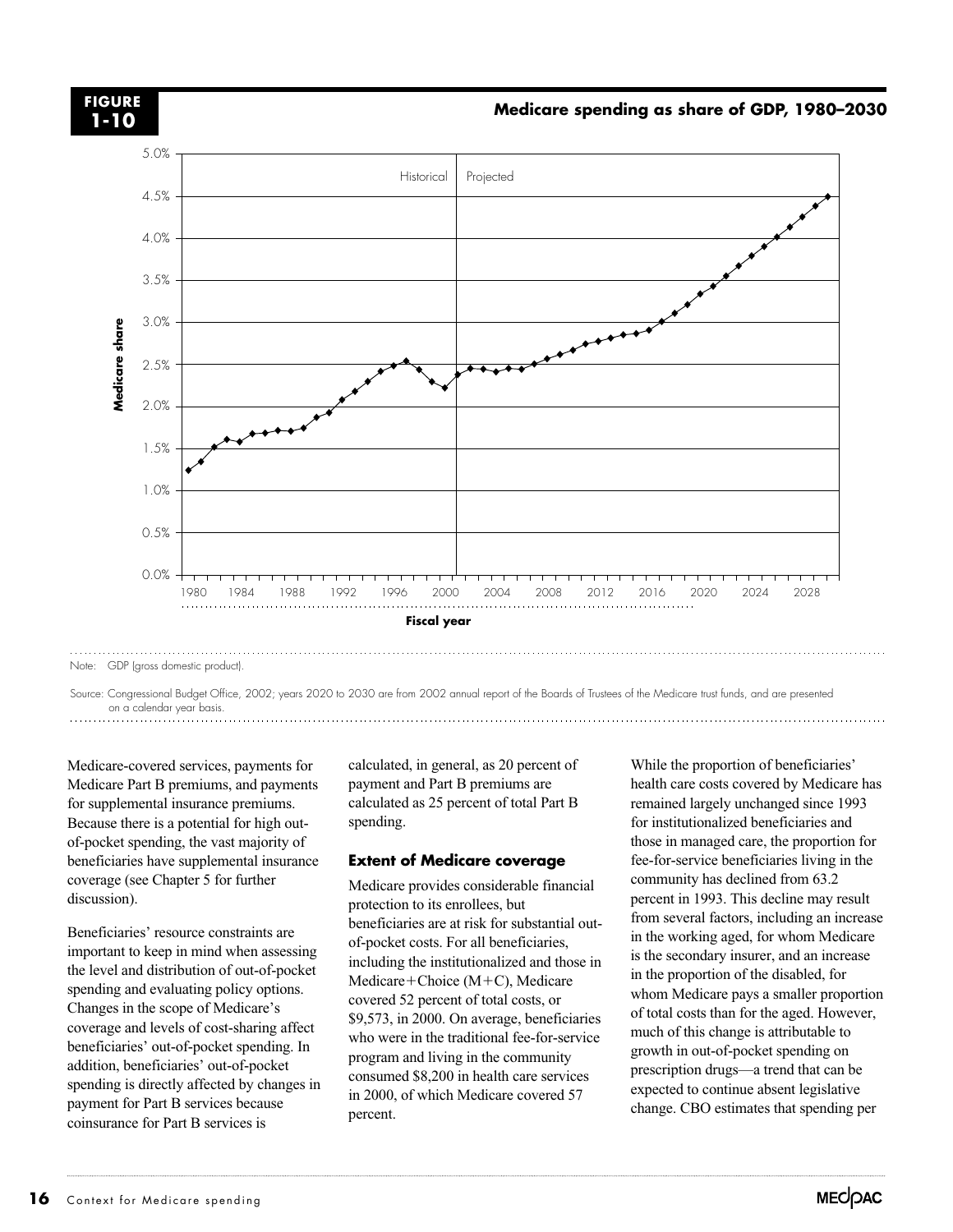**FIGURE 1-10**

**Medicare spending as share of GDP, 1980–2030**

Note: GDP (gross domestic product).

Source: Congressional Budget Office, 2002; years 2020 to 2030 are from 2002 annual report of the Boards of Trustees of the Medicare trust funds, and are presented on a calendar year basis.

Medicare-covered services, payments for Medicare Part B premiums, and payments for supplemental insurance premiums. Because there is a potential for high out-of-pocket spending, the vast majority of beneficiaries have supplemental insurance coverage (see Chapter 5 for further discussion).

Beneficiaries' resource constraints are important to keep in mind when assessing the level and distribution of out-of-pocket spending and evaluating policy options. Changes in the scope of Medicare's coverage and levels of cost-sharing affect beneficiaries' out-of-pocket spending. In addition, beneficiaries' out-of-pocket spending is directly affected by changes in payment for Part B services because coinsurance for Part B services is calculated, in general, as 20 percent of payment and Part B premiums are calculated as 25 percent of total Part B spending.

### Extent of Medicare coverage

Medicare provides considerable financial protection to its enrollees, but beneficiaries are at risk for substantial out-of-pocket costs. For all beneficiaries, including the institutionalized and those in Medicare+Choice (M+C), Medicare covered 52 percent of total costs, or $9,573, in 2000. On average, beneficiaries who were in the traditional fee-for-service program and living in the community consumed $8,200 in health care services in 2000, of which Medicare covered 57 percent.

While the proportion of beneficiaries' health care costs covered by Medicare has remained largely unchanged since 1993 for institutionalized beneficiaries and those in managed care, the proportion for fee-for-service beneficiaries living in the community has declined from 63.2 percent in 1993. This decline may result from several factors, including an increase in the working aged, for whom Medicare is the secondary insurer, and an increase in the proportion of the disabled, for whom Medicare pays a smaller proportion of total costs than for the aged. However, much of this change is attributable to growth in out-of-pocket spending on prescription drugs—a trend that can be expected to continue absent legislative change. CBO estimates that spending per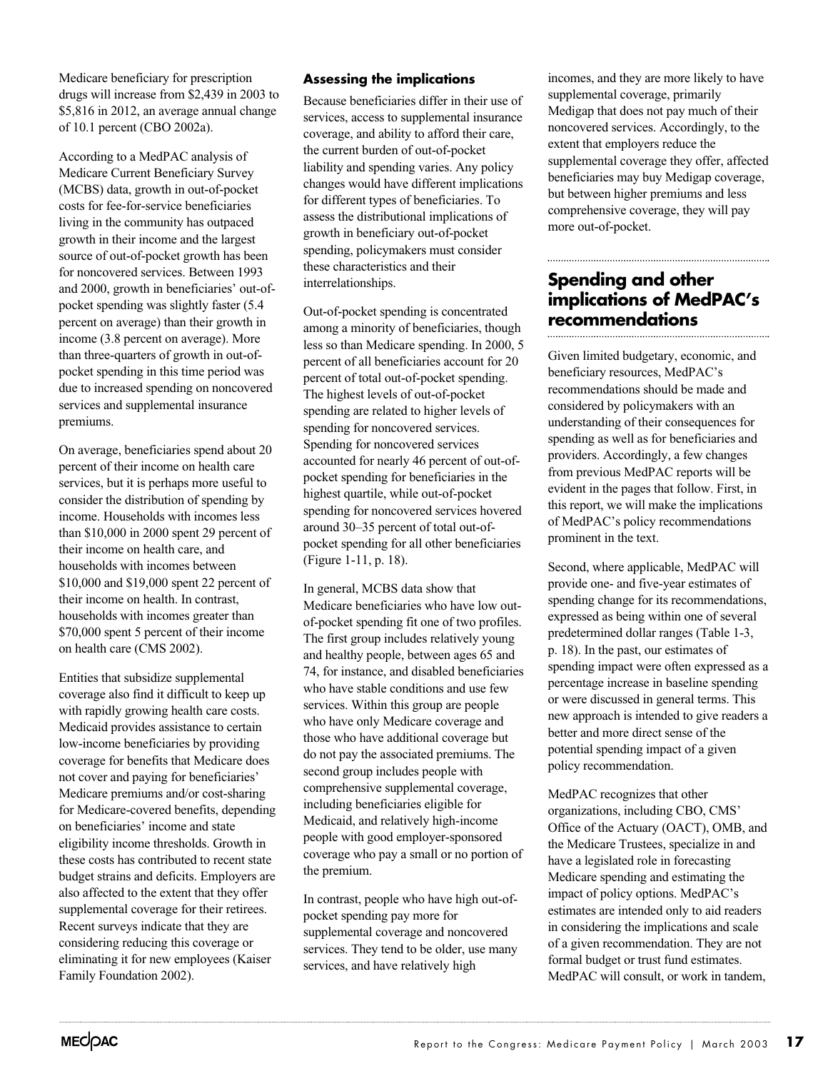Medicare beneficiary for prescription drugs will increase from $2,439 in 2003 to $5,816 in 2012, an average annual change of 10.1 percent (CBO 2002a).

According to a MedPAC analysis of Medicare Current Beneficiary Survey (MCBS) data, growth in out-of-pocket costs for fee-for-service beneficiaries living in the community has outpaced growth in their income and the largest source of out-of-pocket growth has been for noncovered services. Between 1993 and 2000, growth in beneficiaries' out-of-pocket spending was slightly faster (5.4 percent on average) than their growth in income (3.8 percent on average). More than three-quarters of growth in out-of-pocket spending in this time period was due to increased spending on noncovered services and supplemental insurance premiums.

On average, beneficiaries spend about 20 percent of their income on health care services, but it is perhaps more useful to consider the distribution of spending by income. Households with incomes less than $10,000 in 2000 spent 29 percent of their income on health care, and households with incomes between $10,000 and $19,000 spent 22 percent of their income on health. In contrast, households with incomes greater than $70,000 spent 5 percent of their income on health care (CMS 2002).

Entities that subsidize supplemental coverage also find it difficult to keep up with rapidly growing health care costs. Medicaid provides assistance to certain low-income beneficiaries by providing coverage for benefits that Medicare does not cover and paying for beneficiaries' Medicare premiums and/or cost-sharing for Medicare-covered benefits, depending on beneficiaries' income and state eligibility income thresholds. Growth in these costs has contributed to recent state budget strains and deficits. Employers are also affected to the extent that they offer supplemental coverage for their retirees. Recent surveys indicate that they are considering reducing this coverage or eliminating it for new employees (Kaiser Family Foundation 2002).

### Assessing the implications

Because beneficiaries differ in their use of services, access to supplemental insurance coverage, and ability to afford their care, the current burden of out-of-pocket liability and spending varies. Any policy changes would have different implications for different types of beneficiaries. To assess the distributional implications of growth in beneficiary out-of-pocket spending, policymakers must consider these characteristics and their interrelationships.

Out-of-pocket spending is concentrated among a minority of beneficiaries, though less so than Medicare spending. In 2000, 5 percent of all beneficiaries account for 20 percent of total out-of-pocket spending. The highest levels of out-of-pocket spending are related to higher levels of spending for noncovered services. Spending for noncovered services accounted for nearly 46 percent of out-of-pocket spending for beneficiaries in the highest quartile, while out-of-pocket spending for noncovered services hovered around 30–35 percent of total out-of-pocket spending for all other beneficiaries (Figure 1-11, p. 18).

In general, MCBS data show that Medicare beneficiaries who have low out-of-pocket spending fit one of two profiles. The first group includes relatively young and healthy people, between ages 65 and 74, for instance, and disabled beneficiaries who have stable conditions and use few services. Within this group are people who have only Medicare coverage and those who have additional coverage but do not pay the associated premiums. The second group includes people with comprehensive supplemental coverage, including beneficiaries eligible for Medicaid, and relatively high-income people with good employer-sponsored coverage who pay a small or no portion of the premium.

In contrast, people who have high out-of-pocket spending pay more for supplemental coverage and noncovered services. They tend to be older, use many services, and have relatively high incomes, and they are more likely to have supplemental coverage, primarily Medigap that does not pay much of their noncovered services. Accordingly, to the extent that employers reduce the supplemental coverage they offer, affected beneficiaries may buy Medigap coverage, but between higher premiums and less comprehensive coverage, they will pay more out-of-pocket.

## Spending and other implications of MedPAC's recommendations

Given limited budgetary, economic, and beneficiary resources, MedPAC's recommendations should be made and considered by policymakers with an understanding of their consequences for spending as well as for beneficiaries and providers. Accordingly, a few changes from previous MedPAC reports will be evident in the pages that follow. First, in this report, we will make the implications of MedPAC's policy recommendations prominent in the text.

Second, where applicable, MedPAC will provide one- and five-year estimates of spending change for its recommendations, expressed as being within one of several predetermined dollar ranges (Table 1-3, p. 18). In the past, our estimates of spending impact were often expressed as a percentage increase in baseline spending or were discussed in general terms. This new approach is intended to give readers a better and more direct sense of the potential spending impact of a given policy recommendation.

MedPAC recognizes that other organizations, including CBO, CMS' Office of the Actuary (OACT), OMB, and the Medicare Trustees, specialize in and have a legislated role in forecasting Medicare spending and estimating the impact of policy options. MedPAC's estimates are intended only to aid readers in considering the implications and scale of a given recommendation. They are not formal budget or trust fund estimates. MedPAC will consult, or work in tandem,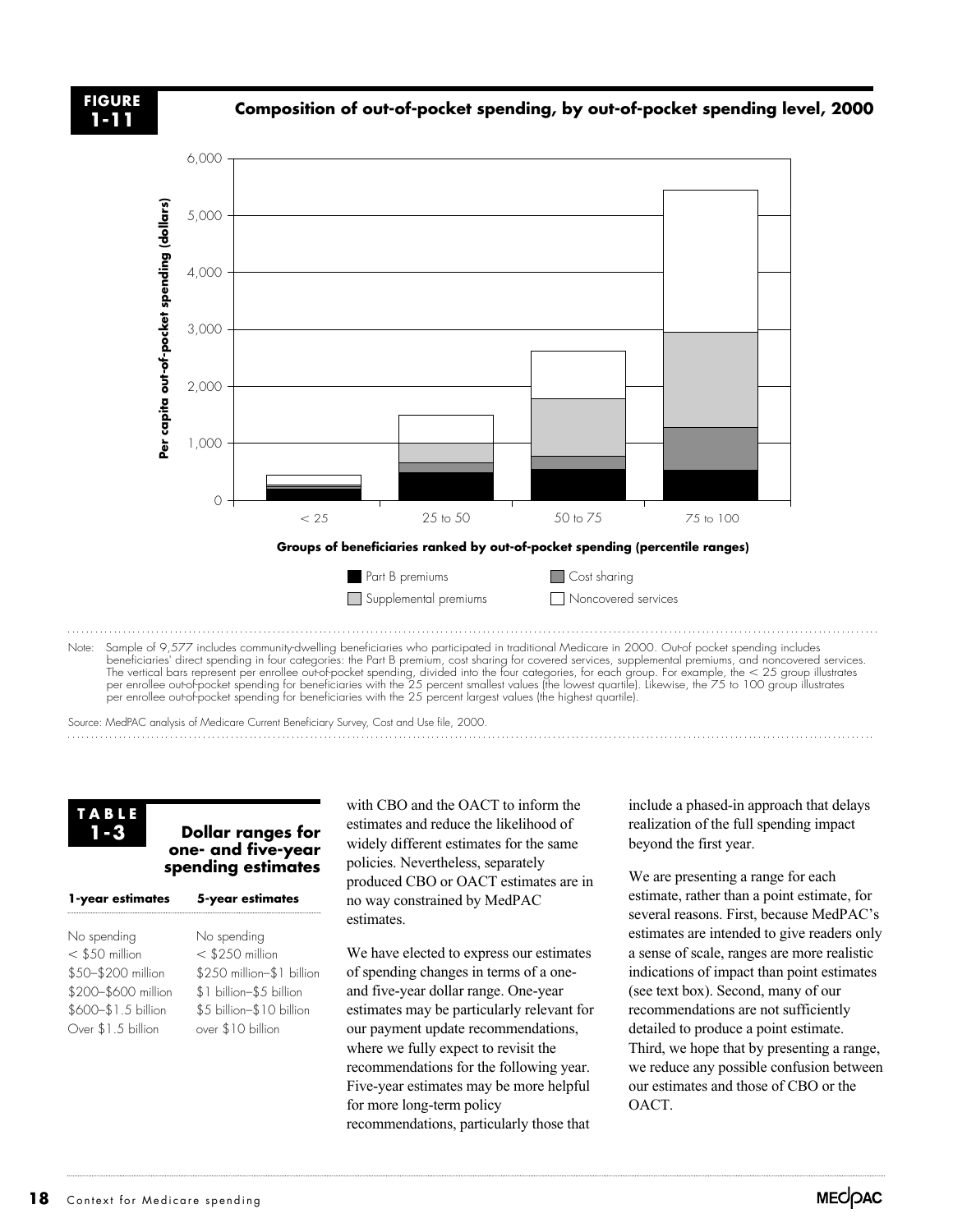**FIGURE 1-11**

**Composition of out-of-pocket spending, by out-of-pocket spending level, 2000**

Note: Sample of 9,577 includes community-dwelling beneficiaries who participated in traditional Medicare in 2000. Out-of pocket spending includes beneficiaries' direct spending in four categories: the Part B premium, cost sharing for covered services, supplemental premiums, and noncovered services. The vertical bars represent per enrollee out-of-pocket spending, divided into the four categories, for each group. For example, the < 25 group illustrates per enrollee out-of-pocket spending for beneficiaries with the 25 percent smallest values (the lowest quartile). Likewise, the 75 to 100 group illustrates per enrollee out-of-pocket spending for beneficiaries with the 25 percent largest values (the highest quartile).

Source: MedPAC analysis of Medicare Current Beneficiary Survey, Cost and Use file, 2000.

**TABLE 1-3**

**Dollar ranges for one- and five-year spending estimates**

| 1-year estimates | 5-year estimates |
|---|---|
| No spending | No spending |
| < $50 million | < $250 million |
| $50–$200 million | $250 million–$1 billion |
| $200–$600 million | $1 billion–$5 billion |
| $600–$1.5 billion | $5 billion–$10 billion |
| Over $1.5 billion | over $10 billion |

with CBO and the OACT to inform the estimates and reduce the likelihood of widely different estimates for the same policies. Nevertheless, separately produced CBO or OACT estimates are in no way constrained by MedPAC estimates.

We have elected to express our estimates of spending changes in terms of a one- and five-year dollar range. One-year estimates may be particularly relevant for our payment update recommendations, where we fully expect to revisit the recommendations for the following year. Five-year estimates may be more helpful for more long-term policy recommendations, particularly those that include a phased-in approach that delays realization of the full spending impact beyond the first year.

We are presenting a range for each estimate, rather than a point estimate, for several reasons. First, because MedPAC's estimates are intended to give readers only a sense of scale, ranges are more realistic indications of impact than point estimates (see text box). Second, many of our recommendations are not sufficiently detailed to produce a point estimate. Third, we hope that by presenting a range, we reduce any possible confusion between our estimates and those of CBO or the OACT.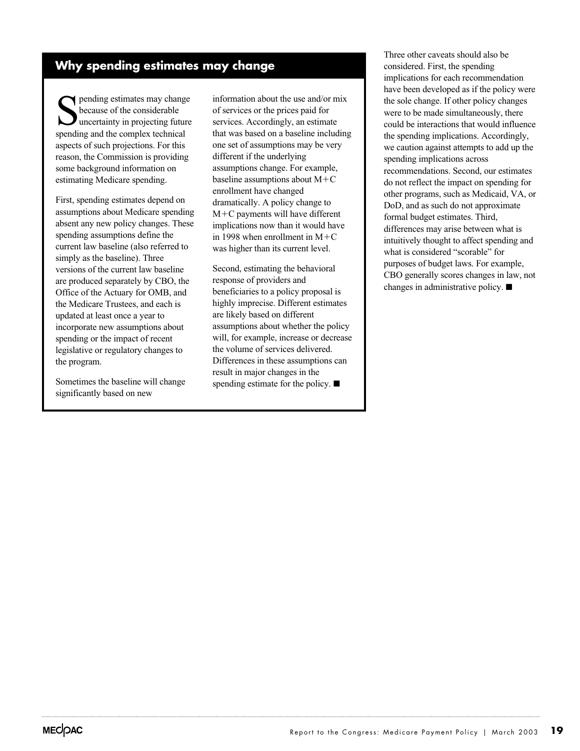## Why spending estimates may change

Spending estimates may change because of the considerable uncertainty in projecting future spending and the complex technical aspects of such projections. For this reason, the Commission is providing some background information on estimating Medicare spending.

First, spending estimates depend on assumptions about Medicare spending absent any new policy changes. These spending assumptions define the current law baseline (also referred to simply as the baseline). Three versions of the current law baseline are produced separately by CBO, the Office of the Actuary for OMB, and the Medicare Trustees, and each is updated at least once a year to incorporate new assumptions about spending or the impact of recent legislative or regulatory changes to the program.

Sometimes the baseline will change significantly based on new information about the use and/or mix of services or the prices paid for services. Accordingly, an estimate that was based on a baseline including one set of assumptions may be very different if the underlying assumptions change. For example, baseline assumptions about M+C enrollment have changed dramatically. A policy change to M+C payments will have different implications now than it would have in 1998 when enrollment in M+C was higher than its current level.

Second, estimating the behavioral response of providers and beneficiaries to a policy proposal is highly imprecise. Different estimates are likely based on different assumptions about whether the policy will, for example, increase or decrease the volume of services delivered. Differences in these assumptions can result in major changes in the spending estimate for the policy. ■

Three other caveats should also be considered. First, the spending implications for each recommendation have been developed as if the policy were the sole change. If other policy changes were to be made simultaneously, there could be interactions that would influence the spending implications. Accordingly, we caution against attempts to add up the spending implications across recommendations. Second, our estimates do not reflect the impact on spending for other programs, such as Medicaid, VA, or DoD, and as such do not approximate formal budget estimates. Third, differences may arise between what is intuitively thought to affect spending and what is considered "scorable" for purposes of budget laws. For example, CBO generally scores changes in law, not changes in administrative policy. ■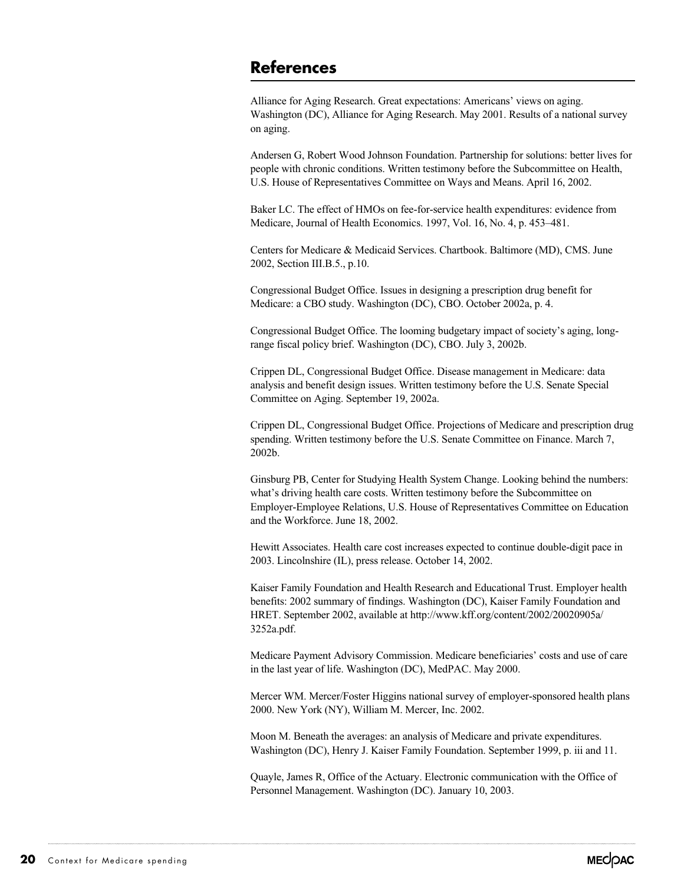## References

Alliance for Aging Research. Great expectations: Americans' views on aging. Washington (DC), Alliance for Aging Research. May 2001. Results of a national survey on aging.

Andersen G, Robert Wood Johnson Foundation. Partnership for solutions: better lives for people with chronic conditions. Written testimony before the Subcommittee on Health, U.S. House of Representatives Committee on Ways and Means. April 16, 2002.

Baker LC. The effect of HMOs on fee-for-service health expenditures: evidence from Medicare, Journal of Health Economics. 1997, Vol. 16, No. 4, p. 453–481.

Centers for Medicare & Medicaid Services. Chartbook. Baltimore (MD), CMS. June 2002, Section III.B.5., p.10.

Congressional Budget Office. Issues in designing a prescription drug benefit for Medicare: a CBO study. Washington (DC), CBO. October 2002a, p. 4.

Congressional Budget Office. The looming budgetary impact of society's aging, long-range fiscal policy brief. Washington (DC), CBO. July 3, 2002b.

Crippen DL, Congressional Budget Office. Disease management in Medicare: data analysis and benefit design issues. Written testimony before the U.S. Senate Special Committee on Aging. September 19, 2002a.

Crippen DL, Congressional Budget Office. Projections of Medicare and prescription drug spending. Written testimony before the U.S. Senate Committee on Finance. March 7, 2002b.

Ginsburg PB, Center for Studying Health System Change. Looking behind the numbers: what's driving health care costs. Written testimony before the Subcommittee on Employer-Employee Relations, U.S. House of Representatives Committee on Education and the Workforce. June 18, 2002.

Hewitt Associates. Health care cost increases expected to continue double-digit pace in 2003. Lincolnshire (IL), press release. October 14, 2002.

Kaiser Family Foundation and Health Research and Educational Trust. Employer health benefits: 2002 summary of findings. Washington (DC), Kaiser Family Foundation and HRET. September 2002, available at http://www.kff.org/content/2002/20020905a/3252a.pdf.

Medicare Payment Advisory Commission. Medicare beneficiaries' costs and use of care in the last year of life. Washington (DC), MedPAC. May 2000.

Mercer WM. Mercer/Foster Higgins national survey of employer-sponsored health plans 2000. New York (NY), William M. Mercer, Inc. 2002.

Moon M. Beneath the averages: an analysis of Medicare and private expenditures. Washington (DC), Henry J. Kaiser Family Foundation. September 1999, p. iii and 11.

Quayle, James R, Office of the Actuary. Electronic communication with the Office of Personnel Management. Washington (DC). January 10, 2003.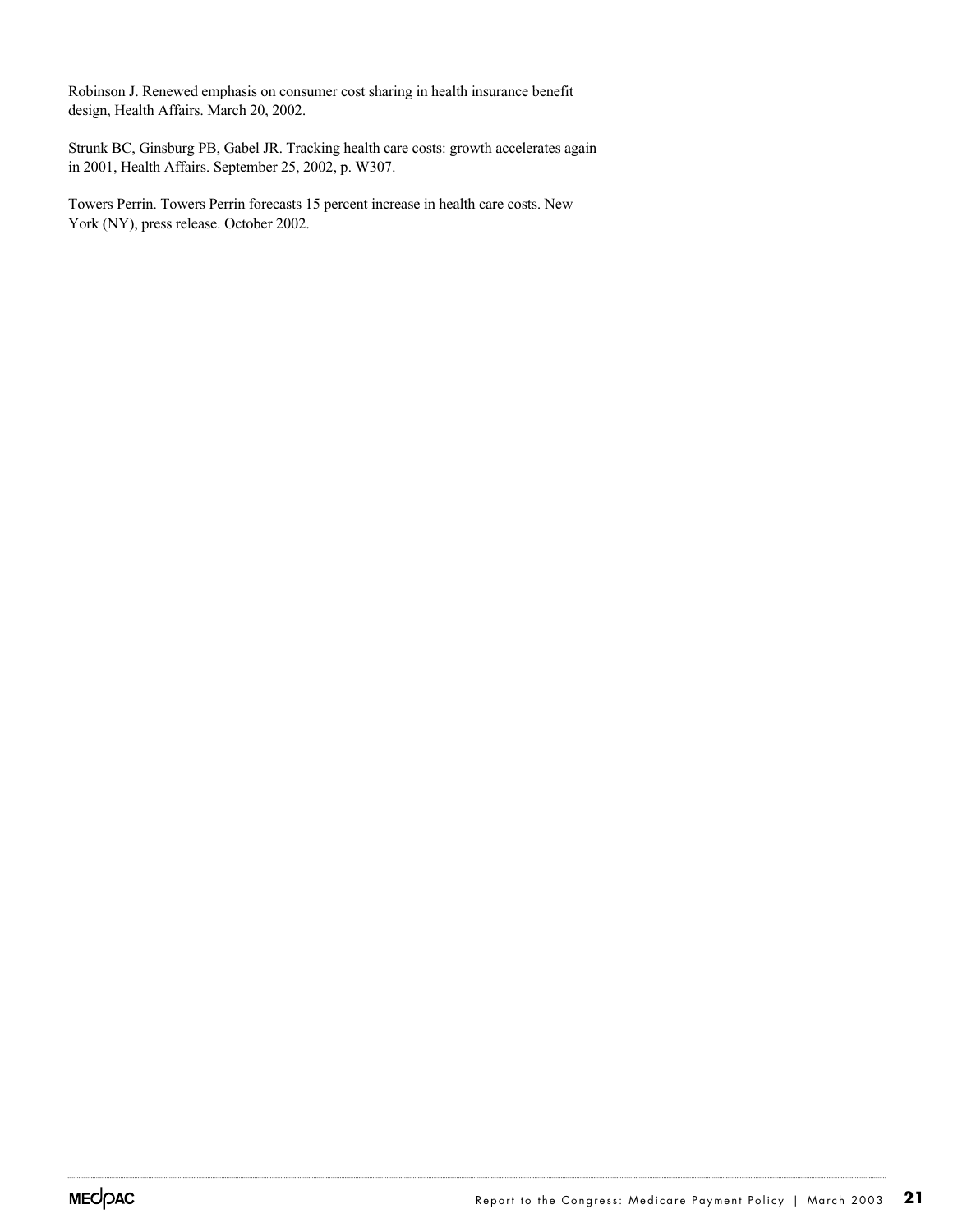Robinson J. Renewed emphasis on consumer cost sharing in health insurance benefit design, Health Affairs. March 20, 2002.

Strunk BC, Ginsburg PB, Gabel JR. Tracking health care costs: growth accelerates again in 2001, Health Affairs. September 25, 2002, p. W307.

Towers Perrin. Towers Perrin forecasts 15 percent increase in health care costs. New York (NY), press release. October 2002.